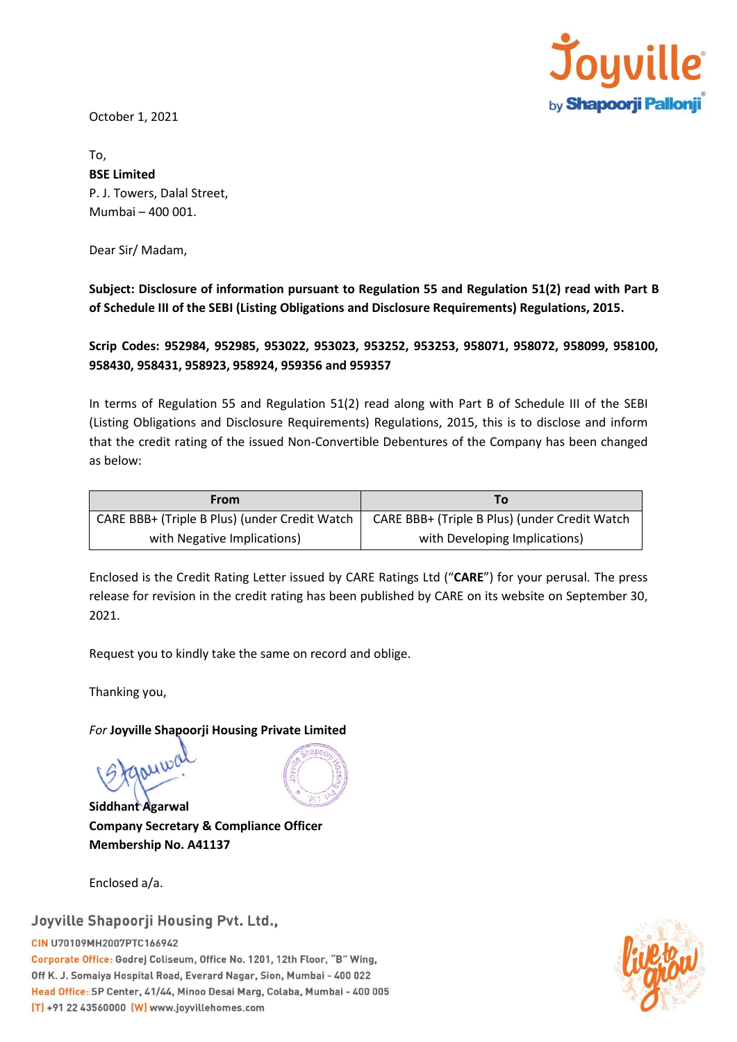October 1, 2021

To,
**BSE Limited**
P. J. Towers, Dalal Street,
Mumbai – 400 001.

Dear Sir/ Madam,

**Subject: Disclosure of information pursuant to Regulation 55 and Regulation 51(2) read with Part B of Schedule III of the SEBI (Listing Obligations and Disclosure Requirements) Regulations, 2015.**

**Scrip Codes: 952984, 952985, 953022, 953023, 953252, 953253, 958071, 958072, 958099, 958100, 958430, 958431, 958923, 958924, 959356 and 959357**

In terms of Regulation 55 and Regulation 51(2) read along with Part B of Schedule III of the SEBI (Listing Obligations and Disclosure Requirements) Regulations, 2015, this is to disclose and inform that the credit rating of the issued Non-Convertible Debentures of the Company has been changed as below:

| From | To |
| --- | --- |
| CARE BBB+ (Triple B Plus) (under Credit Watch with Negative Implications) | CARE BBB+ (Triple B Plus) (under Credit Watch with Developing Implications) |

Enclosed is the Credit Rating Letter issued by CARE Ratings Ltd ("**CARE**") for your perusal. The press release for revision in the credit rating has been published by CARE on its website on September 30, 2021.

Request you to kindly take the same on record and oblige.

Thanking you,

*For* **Joyville Shapoorji Housing Private Limited**

**Siddhant Agarwal**
**Company Secretary & Compliance Officer**
**Membership No. A41137**

Enclosed a/a.

Joyville Shapoorji Housing Pvt. Ltd.,
CIN U70109MH2007PTC166942
Corporate Office: Godrej Coliseum, Office No. 1201, 12th Floor, "B" Wing, Off K. J. Somaiya Hospital Road, Everard Nagar, Sion, Mumbai - 400 022
Head Office: SP Center, 41/44, Minoo Desai Marg, Colaba, Mumbai - 400 005
(T) +91 22 43560000 (W) www.joyvillehomes.com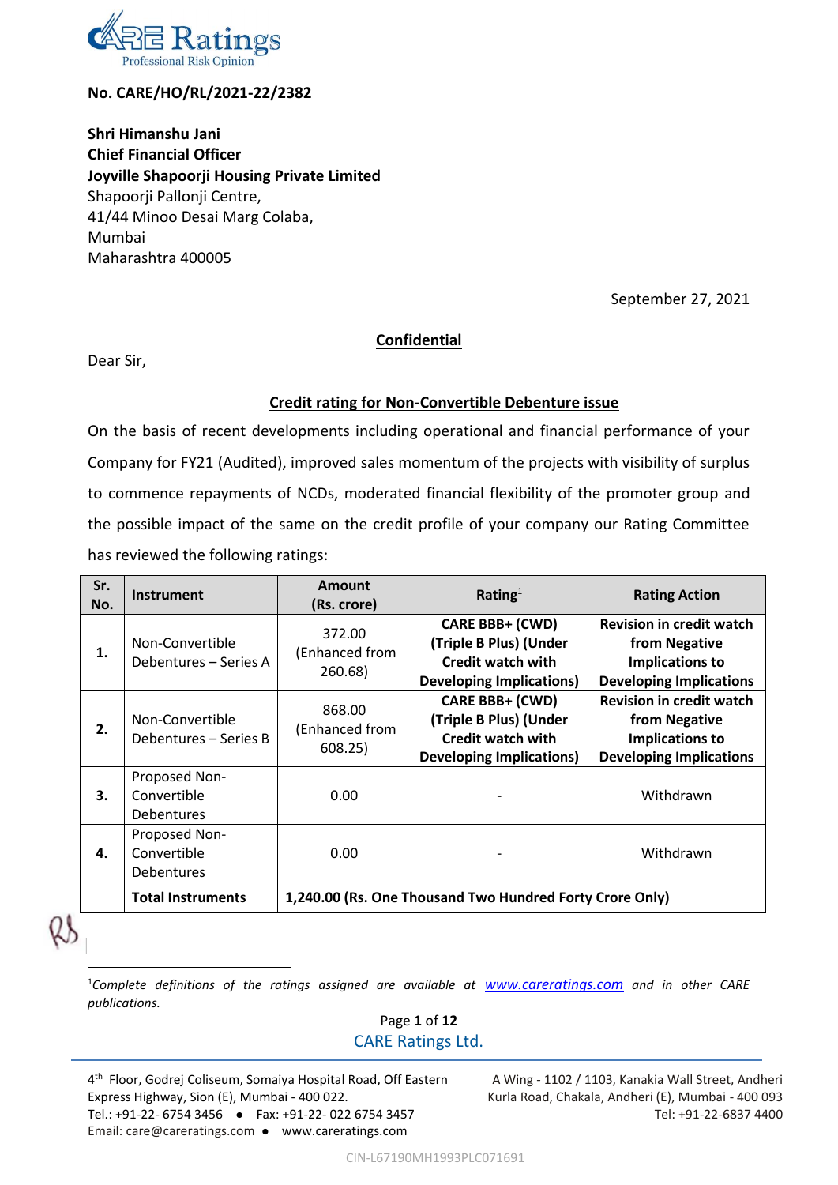**No. CARE/HO/RL/2021-22/2382**

**Shri Himanshu Jani**
**Chief Financial Officer**
**Joyville Shapoorji Housing Private Limited**
Shapoorji Pallonji Centre,
41/44 Minoo Desai Marg Colaba,
Mumbai
Maharashtra 400005

September 27, 2021

**Confidential**

Dear Sir,

**Credit rating for Non-Convertible Debenture issue**

On the basis of recent developments including operational and financial performance of your Company for FY21 (Audited), improved sales momentum of the projects with visibility of surplus to commence repayments of NCDs, moderated financial flexibility of the promoter group and the possible impact of the same on the credit profile of your company our Rating Committee has reviewed the following ratings:

| Sr. No. | Instrument | Amount (Rs. crore) | Rating[1] | Rating Action |
|---|---|---|---|---|
| **1.** | Non-Convertible Debentures – Series A | 372.00 (Enhanced from 260.68) | **CARE BBB+ (CWD) (Triple B Plus) (Under Credit watch with Developing Implications)** | **Revision in credit watch from Negative Implications to Developing Implications** |
| **2.** | Non-Convertible Debentures – Series B | 868.00 (Enhanced from 608.25) | **CARE BBB+ (CWD) (Triple B Plus) (Under Credit watch with Developing Implications)** | **Revision in credit watch from Negative Implications to Developing Implications** |
| **3.** | Proposed Non-Convertible Debentures | 0.00 | - | Withdrawn |
| **4.** | Proposed Non-Convertible Debentures | 0.00 | - | Withdrawn |
| | **Total Instruments** | **1,240.00 (Rs. One Thousand Two Hundred Forty Crore Only)** | | |

[1] *Complete definitions of the ratings assigned are available at www.careratings.com and in other CARE publications.*

CARE Ratings Ltd.

4th Floor, Godrej Coliseum, Somaiya Hospital Road, Off Eastern Express Highway, Sion (E), Mumbai - 400 022.
Tel.: +91-22- 6754 3456 • Fax: +91-22- 022 6754 3457
Email: care@careratings.com • www.careratings.com

A Wing - 1102 / 1103, Kanakia Wall Street, Andheri Kurla Road, Chakala, Andheri (E), Mumbai - 400 093
Tel: +91-22-6837 4400

CIN-L67190MH1993PLC071691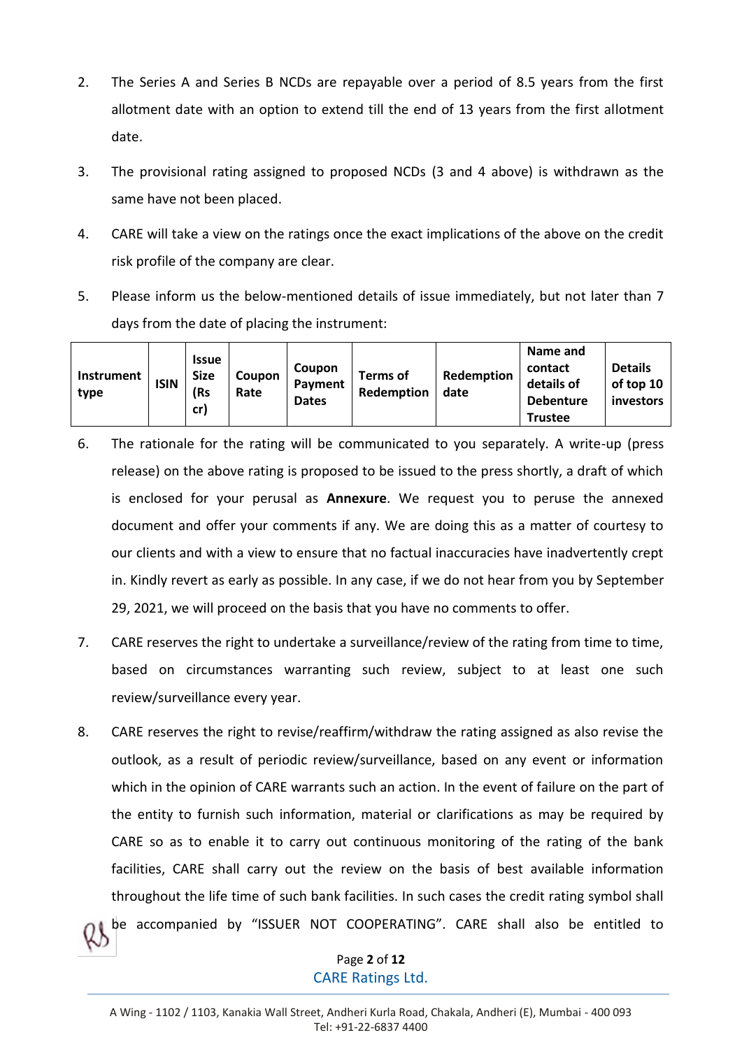2. The Series A and Series B NCDs are repayable over a period of 8.5 years from the first allotment date with an option to extend till the end of 13 years from the first allotment date.

3. The provisional rating assigned to proposed NCDs (3 and 4 above) is withdrawn as the same have not been placed.

4. CARE will take a view on the ratings once the exact implications of the above on the credit risk profile of the company are clear.

5. Please inform us the below-mentioned details of issue immediately, but not later than 7 days from the date of placing the instrument:

| Instrument type | ISIN | Issue Size (Rs cr) | Coupon Rate | Coupon Payment Dates | Terms of Redemption | Redemption date | Name and contact details of Debenture Trustee | Details of top 10 investors |
|---|---|---|---|---|---|---|---|---|

6. The rationale for the rating will be communicated to you separately. A write-up (press release) on the above rating is proposed to be issued to the press shortly, a draft of which is enclosed for your perusal as **Annexure**. We request you to peruse the annexed document and offer your comments if any. We are doing this as a matter of courtesy to our clients and with a view to ensure that no factual inaccuracies have inadvertently crept in. Kindly revert as early as possible. In any case, if we do not hear from you by September 29, 2021, we will proceed on the basis that you have no comments to offer.

7. CARE reserves the right to undertake a surveillance/review of the rating from time to time, based on circumstances warranting such review, subject to at least one such review/surveillance every year.

8. CARE reserves the right to revise/reaffirm/withdraw the rating assigned as also revise the outlook, as a result of periodic review/surveillance, based on any event or information which in the opinion of CARE warrants such an action. In the event of failure on the part of the entity to furnish such information, material or clarifications as may be required by CARE so as to enable it to carry out continuous monitoring of the rating of the bank facilities, CARE shall carry out the review on the basis of best available information throughout the life time of such bank facilities. In such cases the credit rating symbol shall be accompanied by "ISSUER NOT COOPERATING". CARE shall also be entitled to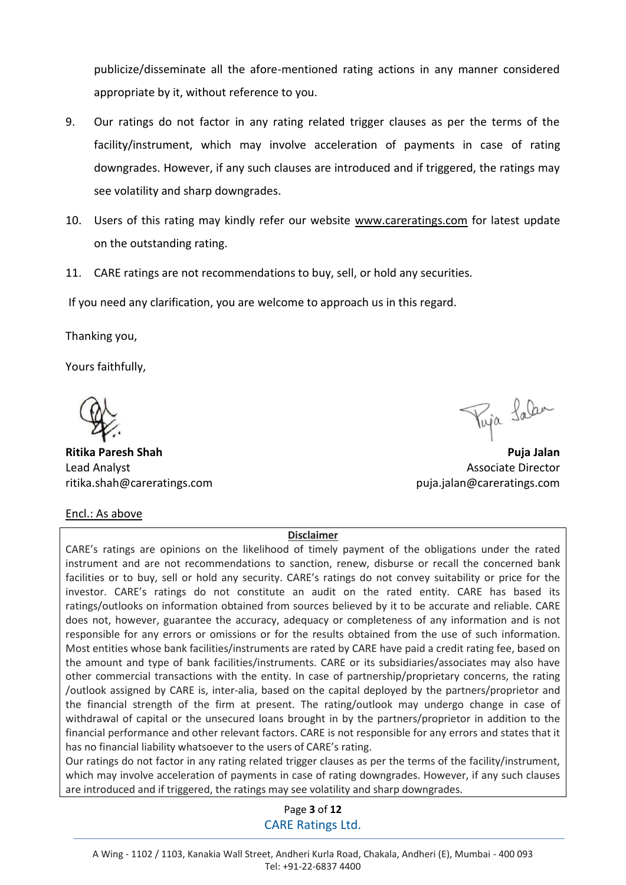publicize/disseminate all the afore-mentioned rating actions in any manner considered appropriate by it, without reference to you.

9. Our ratings do not factor in any rating related trigger clauses as per the terms of the facility/instrument, which may involve acceleration of payments in case of rating downgrades. However, if any such clauses are introduced and if triggered, the ratings may see volatility and sharp downgrades.

10. Users of this rating may kindly refer our website www.careratings.com for latest update on the outstanding rating.

11. CARE ratings are not recommendations to buy, sell, or hold any securities.

If you need any clarification, you are welcome to approach us in this regard.

Thanking you,

Yours faithfully,

**Ritika Paresh Shah**
Lead Analyst
ritika.shah@careratings.com

**Puja Jalan**
Associate Director
puja.jalan@careratings.com

Encl.: As above

**Disclaimer**

CARE's ratings are opinions on the likelihood of timely payment of the obligations under the rated instrument and are not recommendations to sanction, renew, disburse or recall the concerned bank facilities or to buy, sell or hold any security. CARE's ratings do not convey suitability or price for the investor. CARE's ratings do not constitute an audit on the rated entity. CARE has based its ratings/outlooks on information obtained from sources believed by it to be accurate and reliable. CARE does not, however, guarantee the accuracy, adequacy or completeness of any information and is not responsible for any errors or omissions or for the results obtained from the use of such information. Most entities whose bank facilities/instruments are rated by CARE have paid a credit rating fee, based on the amount and type of bank facilities/instruments. CARE or its subsidiaries/associates may also have other commercial transactions with the entity. In case of partnership/proprietary concerns, the rating /outlook assigned by CARE is, inter-alia, based on the capital deployed by the partners/proprietor and the financial strength of the firm at present. The rating/outlook may undergo change in case of withdrawal of capital or the unsecured loans brought in by the partners/proprietor in addition to the financial performance and other relevant factors. CARE is not responsible for any errors and states that it has no financial liability whatsoever to the users of CARE's rating.

Our ratings do not factor in any rating related trigger clauses as per the terms of the facility/instrument, which may involve acceleration of payments in case of rating downgrades. However, if any such clauses are introduced and if triggered, the ratings may see volatility and sharp downgrades.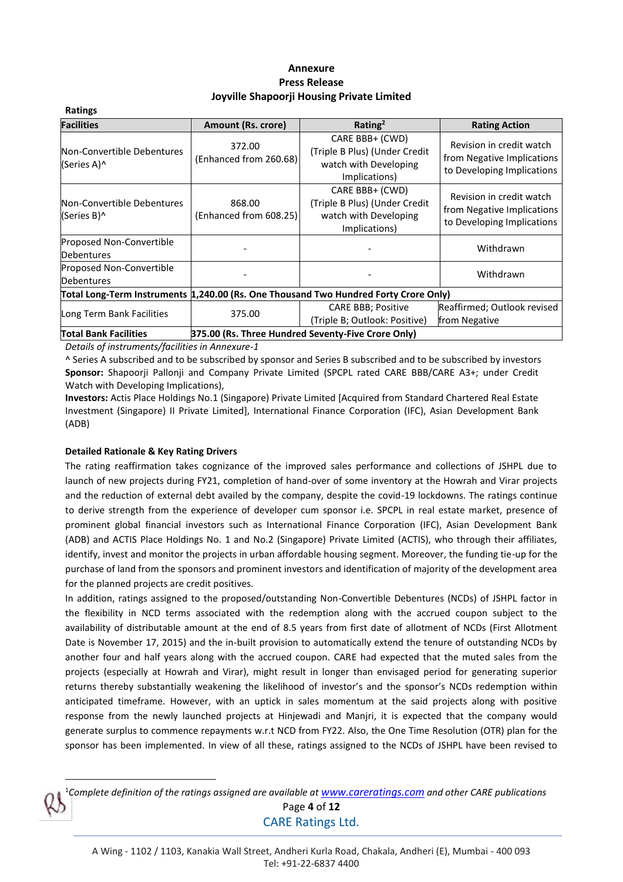**Annexure**
**Press Release**
**Joyville Shapoorji Housing Private Limited**

**Ratings**

| Facilities | Amount (Rs. crore) | Rating[2] | Rating Action |
|---|---|---|---|
| Non-Convertible Debentures (Series A)^ | 372.00 (Enhanced from 260.68) | CARE BBB+ (CWD) (Triple B Plus) (Under Credit watch with Developing Implications) | Revision in credit watch from Negative Implications to Developing Implications |
| Non-Convertible Debentures (Series B)^ | 868.00 (Enhanced from 608.25) | CARE BBB+ (CWD) (Triple B Plus) (Under Credit watch with Developing Implications) | Revision in credit watch from Negative Implications to Developing Implications |
| Proposed Non-Convertible Debentures | - | - | Withdrawn |
| Proposed Non-Convertible Debentures | - | - | Withdrawn |
| **Total Long-Term Instruments** | **1,240.00 (Rs. One Thousand Two Hundred Forty Crore Only)** | | |
| Long Term Bank Facilities | 375.00 | CARE BBB; Positive (Triple B; Outlook: Positive) | Reaffirmed; Outlook revised from Negative |
| **Total Bank Facilities** | **375.00 (Rs. Three Hundred Seventy-Five Crore Only)** | | |

*Details of instruments/facilities in Annexure-1*

^ Series A subscribed and to be subscribed by sponsor and Series B subscribed and to be subscribed by investors

**Sponsor:** Shapoorji Pallonji and Company Private Limited (SPCPL rated CARE BBB/CARE A3+; under Credit Watch with Developing Implications),

**Investors:** Actis Place Holdings No.1 (Singapore) Private Limited [Acquired from Standard Chartered Real Estate Investment (Singapore) II Private Limited], International Finance Corporation (IFC), Asian Development Bank (ADB)

**Detailed Rationale & Key Rating Drivers**

The rating reaffirmation takes cognizance of the improved sales performance and collections of JSHPL due to launch of new projects during FY21, completion of hand-over of some inventory at the Howrah and Virar projects and the reduction of external debt availed by the company, despite the covid-19 lockdowns. The ratings continue to derive strength from the experience of developer cum sponsor i.e. SPCPL in real estate market, presence of prominent global financial investors such as International Finance Corporation (IFC), Asian Development Bank (ADB) and ACTIS Place Holdings No. 1 and No.2 (Singapore) Private Limited (ACTIS), who through their affiliates, identify, invest and monitor the projects in urban affordable housing segment. Moreover, the funding tie-up for the purchase of land from the sponsors and prominent investors and identification of majority of the development area for the planned projects are credit positives.

In addition, ratings assigned to the proposed/outstanding Non-Convertible Debentures (NCDs) of JSHPL factor in the flexibility in NCD terms associated with the redemption along with the accrued coupon subject to the availability of distributable amount at the end of 8.5 years from first date of allotment of NCDs (First Allotment Date is November 17, 2015) and the in-built provision to automatically extend the tenure of outstanding NCDs by another four and half years along with the accrued coupon. CARE had expected that the muted sales from the projects (especially at Howrah and Virar), might result in longer than envisaged period for generating superior returns thereby substantially weakening the likelihood of investor's and the sponsor's NCDs redemption within anticipated timeframe. However, with an uptick in sales momentum at the said projects along with positive response from the newly launched projects at Hinjewadi and Manjri, it is expected that the company would generate surplus to commence repayments w.r.t NCD from FY22. Also, the One Time Resolution (OTR) plan for the sponsor has been implemented. In view of all these, ratings assigned to the NCDs of JSHPL have been revised to

[1]*Complete definition of the ratings assigned are available at www.careratings.com and other CARE publications*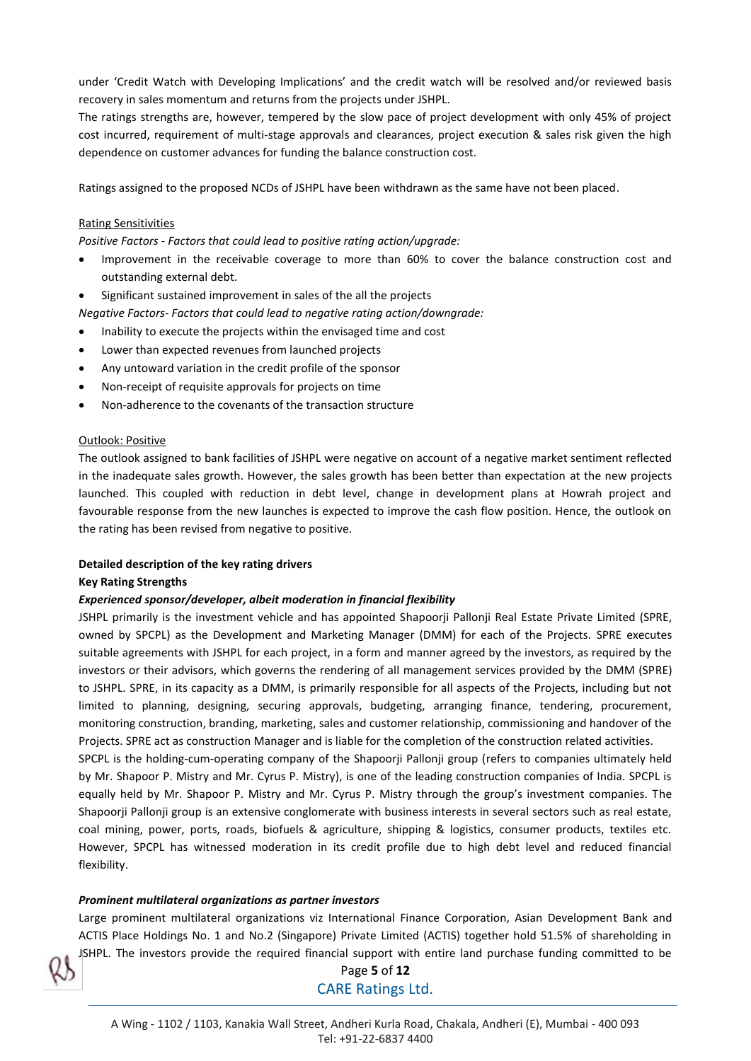under 'Credit Watch with Developing Implications' and the credit watch will be resolved and/or reviewed basis recovery in sales momentum and returns from the projects under JSHPL.

The ratings strengths are, however, tempered by the slow pace of project development with only 45% of project cost incurred, requirement of multi-stage approvals and clearances, project execution & sales risk given the high dependence on customer advances for funding the balance construction cost.

Ratings assigned to the proposed NCDs of JSHPL have been withdrawn as the same have not been placed.

Rating Sensitivities

*Positive Factors - Factors that could lead to positive rating action/upgrade:*

- Improvement in the receivable coverage to more than 60% to cover the balance construction cost and outstanding external debt.
- Significant sustained improvement in sales of the all the projects

*Negative Factors- Factors that could lead to negative rating action/downgrade:*

- Inability to execute the projects within the envisaged time and cost
- Lower than expected revenues from launched projects
- Any untoward variation in the credit profile of the sponsor
- Non-receipt of requisite approvals for projects on time
- Non-adherence to the covenants of the transaction structure

Outlook: Positive

The outlook assigned to bank facilities of JSHPL were negative on account of a negative market sentiment reflected in the inadequate sales growth. However, the sales growth has been better than expectation at the new projects launched. This coupled with reduction in debt level, change in development plans at Howrah project and favourable response from the new launches is expected to improve the cash flow position. Hence, the outlook on the rating has been revised from negative to positive.

**Detailed description of the key rating drivers**

**Key Rating Strengths**

***Experienced sponsor/developer, albeit moderation in financial flexibility***

JSHPL primarily is the investment vehicle and has appointed Shapoorji Pallonji Real Estate Private Limited (SPRE, owned by SPCPL) as the Development and Marketing Manager (DMM) for each of the Projects. SPRE executes suitable agreements with JSHPL for each project, in a form and manner agreed by the investors, as required by the investors or their advisors, which governs the rendering of all management services provided by the DMM (SPRE) to JSHPL. SPRE, in its capacity as a DMM, is primarily responsible for all aspects of the Projects, including but not limited to planning, designing, securing approvals, budgeting, arranging finance, tendering, procurement, monitoring construction, branding, marketing, sales and customer relationship, commissioning and handover of the Projects. SPRE act as construction Manager and is liable for the completion of the construction related activities.

SPCPL is the holding-cum-operating company of the Shapoorji Pallonji group (refers to companies ultimately held by Mr. Shapoor P. Mistry and Mr. Cyrus P. Mistry), is one of the leading construction companies of India. SPCPL is equally held by Mr. Shapoor P. Mistry and Mr. Cyrus P. Mistry through the group's investment companies. The Shapoorji Pallonji group is an extensive conglomerate with business interests in several sectors such as real estate, coal mining, power, ports, roads, biofuels & agriculture, shipping & logistics, consumer products, textiles etc. However, SPCPL has witnessed moderation in its credit profile due to high debt level and reduced financial flexibility.

***Prominent multilateral organizations as partner investors***

Large prominent multilateral organizations viz International Finance Corporation, Asian Development Bank and ACTIS Place Holdings No. 1 and No.2 (Singapore) Private Limited (ACTIS) together hold 51.5% of shareholding in JSHPL. The investors provide the required financial support with entire land purchase funding committed to be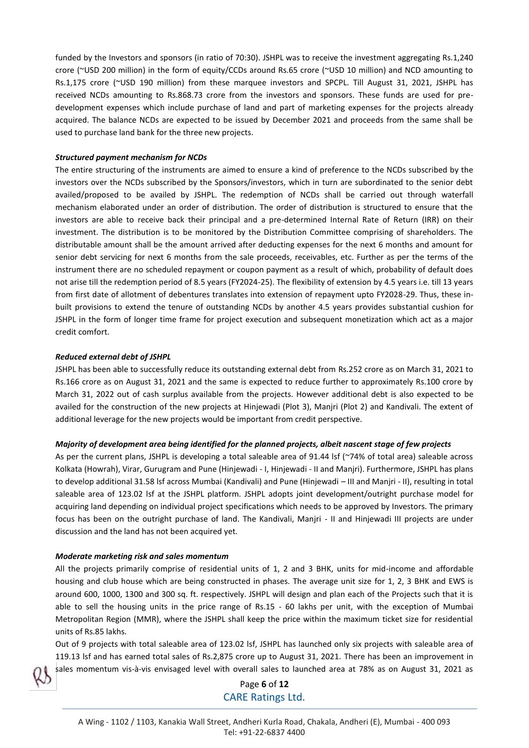funded by the Investors and sponsors (in ratio of 70:30). JSHPL was to receive the investment aggregating Rs.1,240 crore (~USD 200 million) in the form of equity/CCDs around Rs.65 crore (~USD 10 million) and NCD amounting to Rs.1,175 crore (~USD 190 million) from these marquee investors and SPCPL. Till August 31, 2021, JSHPL has received NCDs amounting to Rs.868.73 crore from the investors and sponsors. These funds are used for pre-development expenses which include purchase of land and part of marketing expenses for the projects already acquired. The balance NCDs are expected to be issued by December 2021 and proceeds from the same shall be used to purchase land bank for the three new projects.

***Structured payment mechanism for NCDs***

The entire structuring of the instruments are aimed to ensure a kind of preference to the NCDs subscribed by the investors over the NCDs subscribed by the Sponsors/investors, which in turn are subordinated to the senior debt availed/proposed to be availed by JSHPL. The redemption of NCDs shall be carried out through waterfall mechanism elaborated under an order of distribution. The order of distribution is structured to ensure that the investors are able to receive back their principal and a pre-determined Internal Rate of Return (IRR) on their investment. The distribution is to be monitored by the Distribution Committee comprising of shareholders. The distributable amount shall be the amount arrived after deducting expenses for the next 6 months and amount for senior debt servicing for next 6 months from the sale proceeds, receivables, etc. Further as per the terms of the instrument there are no scheduled repayment or coupon payment as a result of which, probability of default does not arise till the redemption period of 8.5 years (FY2024-25). The flexibility of extension by 4.5 years i.e. till 13 years from first date of allotment of debentures translates into extension of repayment upto FY2028-29. Thus, these in-built provisions to extend the tenure of outstanding NCDs by another 4.5 years provides substantial cushion for JSHPL in the form of longer time frame for project execution and subsequent monetization which act as a major credit comfort.

***Reduced external debt of JSHPL***

JSHPL has been able to successfully reduce its outstanding external debt from Rs.252 crore as on March 31, 2021 to Rs.166 crore as on August 31, 2021 and the same is expected to reduce further to approximately Rs.100 crore by March 31, 2022 out of cash surplus available from the projects. However additional debt is also expected to be availed for the construction of the new projects at Hinjewadi (Plot 3), Manjri (Plot 2) and Kandivali. The extent of additional leverage for the new projects would be important from credit perspective.

***Majority of development area being identified for the planned projects, albeit nascent stage of few projects***

As per the current plans, JSHPL is developing a total saleable area of 91.44 lsf (~74% of total area) saleable across Kolkata (Howrah), Virar, Gurugram and Pune (Hinjewadi - I, Hinjewadi - II and Manjri). Furthermore, JSHPL has plans to develop additional 31.58 lsf across Mumbai (Kandivali) and Pune (Hinjewadi – III and Manjri - II), resulting in total saleable area of 123.02 lsf at the JSHPL platform. JSHPL adopts joint development/outright purchase model for acquiring land depending on individual project specifications which needs to be approved by Investors. The primary focus has been on the outright purchase of land. The Kandivali, Manjri - II and Hinjewadi III projects are under discussion and the land has not been acquired yet.

***Moderate marketing risk and sales momentum***

All the projects primarily comprise of residential units of 1, 2 and 3 BHK, units for mid-income and affordable housing and club house which are being constructed in phases. The average unit size for 1, 2, 3 BHK and EWS is around 600, 1000, 1300 and 300 sq. ft. respectively. JSHPL will design and plan each of the Projects such that it is able to sell the housing units in the price range of Rs.15 - 60 lakhs per unit, with the exception of Mumbai Metropolitan Region (MMR), where the JSHPL shall keep the price within the maximum ticket size for residential units of Rs.85 lakhs.

Out of 9 projects with total saleable area of 123.02 lsf, JSHPL has launched only six projects with saleable area of 119.13 lsf and has earned total sales of Rs.2,875 crore up to August 31, 2021. There has been an improvement in sales momentum vis-à-vis envisaged level with overall sales to launched area at 78% as on August 31, 2021 as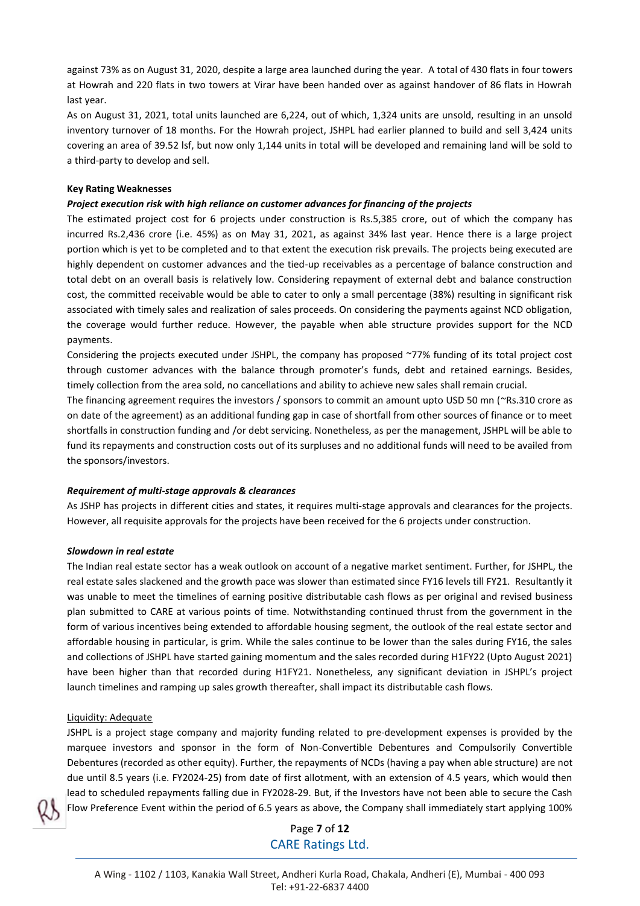against 73% as on August 31, 2020, despite a large area launched during the year. A total of 430 flats in four towers at Howrah and 220 flats in two towers at Virar have been handed over as against handover of 86 flats in Howrah last year.

As on August 31, 2021, total units launched are 6,224, out of which, 1,324 units are unsold, resulting in an unsold inventory turnover of 18 months. For the Howrah project, JSHPL had earlier planned to build and sell 3,424 units covering an area of 39.52 lsf, but now only 1,144 units in total will be developed and remaining land will be sold to a third-party to develop and sell.

**Key Rating Weaknesses**

***Project execution risk with high reliance on customer advances for financing of the projects***

The estimated project cost for 6 projects under construction is Rs.5,385 crore, out of which the company has incurred Rs.2,436 crore (i.e. 45%) as on May 31, 2021, as against 34% last year. Hence there is a large project portion which is yet to be completed and to that extent the execution risk prevails. The projects being executed are highly dependent on customer advances and the tied-up receivables as a percentage of balance construction and total debt on an overall basis is relatively low. Considering repayment of external debt and balance construction cost, the committed receivable would be able to cater to only a small percentage (38%) resulting in significant risk associated with timely sales and realization of sales proceeds. On considering the payments against NCD obligation, the coverage would further reduce. However, the payable when able structure provides support for the NCD payments.

Considering the projects executed under JSHPL, the company has proposed ~77% funding of its total project cost through customer advances with the balance through promoter's funds, debt and retained earnings. Besides, timely collection from the area sold, no cancellations and ability to achieve new sales shall remain crucial.

The financing agreement requires the investors / sponsors to commit an amount upto USD 50 mn (~Rs.310 crore as on date of the agreement) as an additional funding gap in case of shortfall from other sources of finance or to meet shortfalls in construction funding and /or debt servicing. Nonetheless, as per the management, JSHPL will be able to fund its repayments and construction costs out of its surpluses and no additional funds will need to be availed from the sponsors/investors.

***Requirement of multi-stage approvals & clearances***

As JSHP has projects in different cities and states, it requires multi-stage approvals and clearances for the projects. However, all requisite approvals for the projects have been received for the 6 projects under construction.

***Slowdown in real estate***

The Indian real estate sector has a weak outlook on account of a negative market sentiment. Further, for JSHPL, the real estate sales slackened and the growth pace was slower than estimated since FY16 levels till FY21. Resultantly it was unable to meet the timelines of earning positive distributable cash flows as per original and revised business plan submitted to CARE at various points of time. Notwithstanding continued thrust from the government in the form of various incentives being extended to affordable housing segment, the outlook of the real estate sector and affordable housing in particular, is grim. While the sales continue to be lower than the sales during FY16, the sales and collections of JSHPL have started gaining momentum and the sales recorded during H1FY22 (Upto August 2021) have been higher than that recorded during H1FY21. Nonetheless, any significant deviation in JSHPL's project launch timelines and ramping up sales growth thereafter, shall impact its distributable cash flows.

<u>Liquidity: Adequate</u>

JSHPL is a project stage company and majority funding related to pre-development expenses is provided by the marquee investors and sponsor in the form of Non-Convertible Debentures and Compulsorily Convertible Debentures (recorded as other equity). Further, the repayments of NCDs (having a pay when able structure) are not due until 8.5 years (i.e. FY2024-25) from date of first allotment, with an extension of 4.5 years, which would then lead to scheduled repayments falling due in FY2028-29. But, if the Investors have not been able to secure the Cash Flow Preference Event within the period of 6.5 years as above, the Company shall immediately start applying 100%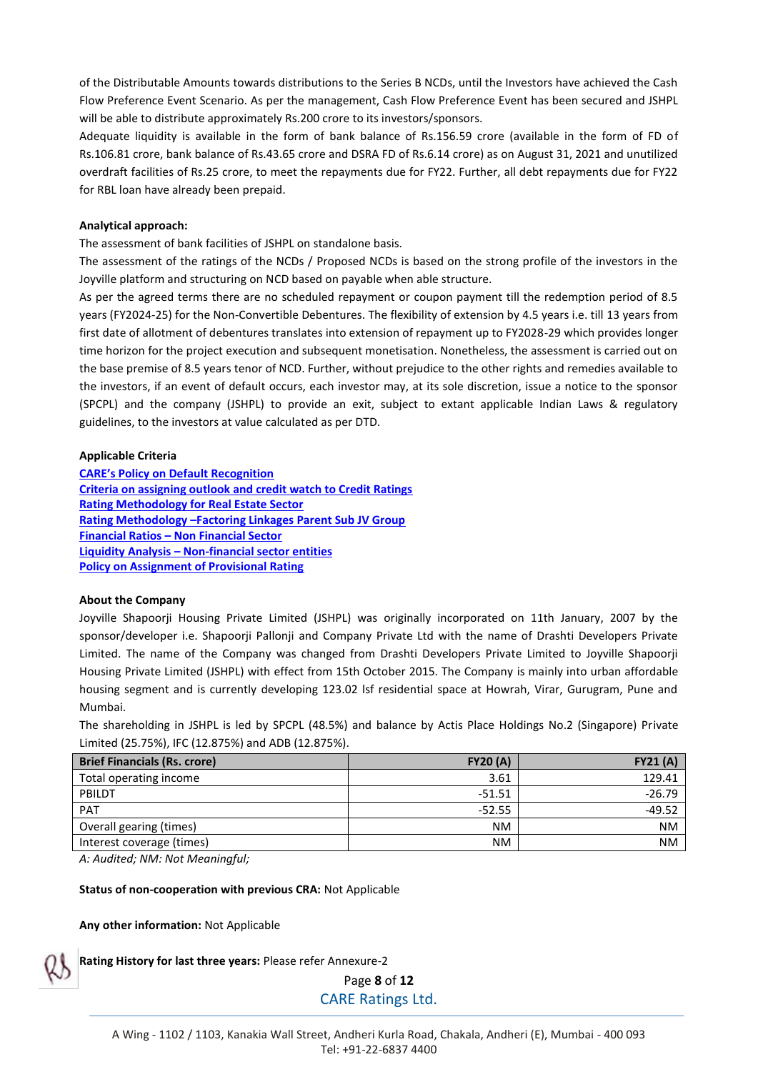of the Distributable Amounts towards distributions to the Series B NCDs, until the Investors have achieved the Cash Flow Preference Event Scenario. As per the management, Cash Flow Preference Event has been secured and JSHPL will be able to distribute approximately Rs.200 crore to its investors/sponsors.

Adequate liquidity is available in the form of bank balance of Rs.156.59 crore (available in the form of FD of Rs.106.81 crore, bank balance of Rs.43.65 crore and DSRA FD of Rs.6.14 crore) as on August 31, 2021 and unutilized overdraft facilities of Rs.25 crore, to meet the repayments due for FY22. Further, all debt repayments due for FY22 for RBL loan have already been prepaid.

**Analytical approach:**

The assessment of bank facilities of JSHPL on standalone basis.

The assessment of the ratings of the NCDs / Proposed NCDs is based on the strong profile of the investors in the Joyville platform and structuring on NCD based on payable when able structure.

As per the agreed terms there are no scheduled repayment or coupon payment till the redemption period of 8.5 years (FY2024-25) for the Non-Convertible Debentures. The flexibility of extension by 4.5 years i.e. till 13 years from first date of allotment of debentures translates into extension of repayment up to FY2028-29 which provides longer time horizon for the project execution and subsequent monetisation. Nonetheless, the assessment is carried out on the base premise of 8.5 years tenor of NCD. Further, without prejudice to the other rights and remedies available to the investors, if an event of default occurs, each investor may, at its sole discretion, issue a notice to the sponsor (SPCPL) and the company (JSHPL) to provide an exit, subject to extant applicable Indian Laws & regulatory guidelines, to the investors at value calculated as per DTD.

**Applicable Criteria**

**CARE's Policy on Default Recognition**
**Criteria on assigning outlook and credit watch to Credit Ratings**
**Rating Methodology for Real Estate Sector**
**Rating Methodology –Factoring Linkages Parent Sub JV Group**
**Financial Ratios – Non Financial Sector**
**Liquidity Analysis – Non-financial sector entities**
**Policy on Assignment of Provisional Rating**

**About the Company**

Joyville Shapoorji Housing Private Limited (JSHPL) was originally incorporated on 11th January, 2007 by the sponsor/developer i.e. Shapoorji Pallonji and Company Private Ltd with the name of Drashti Developers Private Limited. The name of the Company was changed from Drashti Developers Private Limited to Joyville Shapoorji Housing Private Limited (JSHPL) with effect from 15th October 2015. The Company is mainly into urban affordable housing segment and is currently developing 123.02 lsf residential space at Howrah, Virar, Gurugram, Pune and Mumbai.

The shareholding in JSHPL is led by SPCPL (48.5%) and balance by Actis Place Holdings No.2 (Singapore) Private Limited (25.75%), IFC (12.875%) and ADB (12.875%).

| Brief Financials (Rs. crore) | FY20 (A) | FY21 (A) |
|---|---|---|
| Total operating income | 3.61 | 129.41 |
| PBILDT | -51.51 | -26.79 |
| PAT | -52.55 | -49.52 |
| Overall gearing (times) | NM | NM |
| Interest coverage (times) | NM | NM |

*A: Audited; NM: Not Meaningful;*

**Status of non-cooperation with previous CRA:** Not Applicable

**Any other information:** Not Applicable

**Rating History for last three years:** Please refer Annexure-2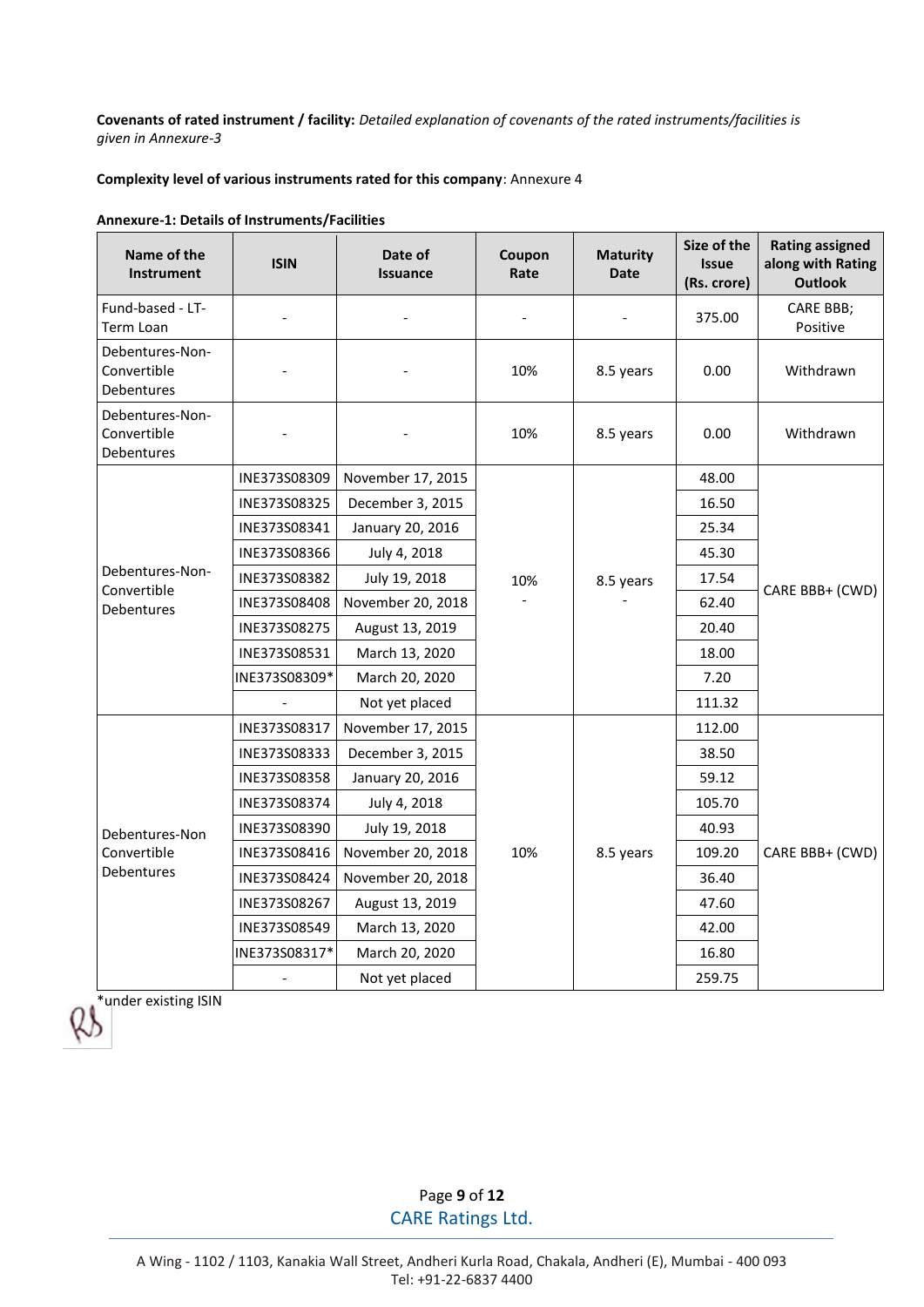**Covenants of rated instrument / facility:** *Detailed explanation of covenants of the rated instruments/facilities is given in Annexure-3*

**Complexity level of various instruments rated for this company**: Annexure 4

**Annexure-1: Details of Instruments/Facilities**

| Name of the Instrument | ISIN | Date of Issuance | Coupon Rate | Maturity Date | Size of the Issue (Rs. crore) | Rating assigned along with Rating Outlook |
|---|---|---|---|---|---|---|
| Fund-based - LT-Term Loan | - | - | - | - | 375.00 | CARE BBB; Positive |
| Debentures-Non-Convertible Debentures | - | - | 10% | 8.5 years | 0.00 | Withdrawn |
| Debentures-Non-Convertible Debentures | - | - | 10% | 8.5 years | 0.00 | Withdrawn |
| Debentures-Non-Convertible Debentures | INE373S08309 | November 17, 2015 | 10% - | 8.5 years - | 48.00 | CARE BBB+ (CWD) |
| | INE373S08325 | December 3, 2015 | | | 16.50 | |
| | INE373S08341 | January 20, 2016 | | | 25.34 | |
| | INE373S08366 | July 4, 2018 | | | 45.30 | |
| | INE373S08382 | July 19, 2018 | | | 17.54 | |
| | INE373S08408 | November 20, 2018 | | | 62.40 | |
| | INE373S08275 | August 13, 2019 | | | 20.40 | |
| | INE373S08531 | March 13, 2020 | | | 18.00 | |
| | INE373S08309* | March 20, 2020 | | | 7.20 | |
| | - | Not yet placed | | | 111.32 | |
| Debentures-Non Convertible Debentures | INE373S08317 | November 17, 2015 | 10% | 8.5 years | 112.00 | CARE BBB+ (CWD) |
| | INE373S08333 | December 3, 2015 | | | 38.50 | |
| | INE373S08358 | January 20, 2016 | | | 59.12 | |
| | INE373S08374 | July 4, 2018 | | | 105.70 | |
| | INE373S08390 | July 19, 2018 | | | 40.93 | |
| | INE373S08416 | November 20, 2018 | | | 109.20 | |
| | INE373S08424 | November 20, 2018 | | | 36.40 | |
| | INE373S08267 | August 13, 2019 | | | 47.60 | |
| | INE373S08549 | March 13, 2020 | | | 42.00 | |
| | INE373S08317* | March 20, 2020 | | | 16.80 | |
| | - | Not yet placed | | | 259.75 | |

*under existing ISIN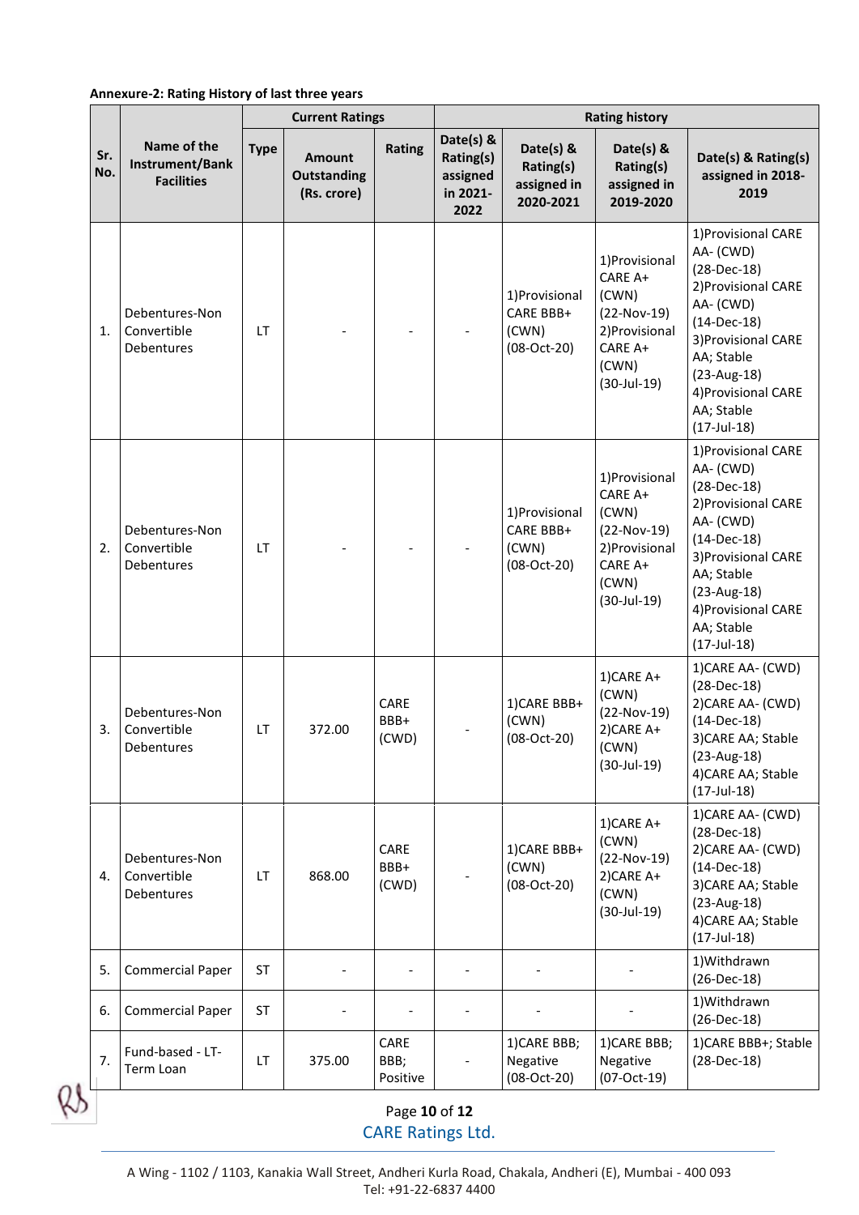**Annexure-2: Rating History of last three years**

| Sr. No. | Name of the Instrument/Bank Facilities | Current Ratings | | | Rating history | | | |
|---|---|---|---|---|---|---|---|---|
| | | Type | Amount Outstanding (Rs. crore) | Rating | Date(s) & Rating(s) assigned in 2021-2022 | Date(s) & Rating(s) assigned in 2020-2021 | Date(s) & Rating(s) assigned in 2019-2020 | Date(s) & Rating(s) assigned in 2018-2019 |
| 1. | Debentures-Non Convertible Debentures | LT | - | - | - | 1)Provisional CARE BBB+ (CWN) (08-Oct-20) | 1)Provisional CARE A+ (CWN) (22-Nov-19) 2)Provisional CARE A+ (CWN) (30-Jul-19) | 1)Provisional CARE AA- (CWD) (28-Dec-18) 2)Provisional CARE AA- (CWD) (14-Dec-18) 3)Provisional CARE AA; Stable (23-Aug-18) 4)Provisional CARE AA; Stable (17-Jul-18) |
| 2. | Debentures-Non Convertible Debentures | LT | - | - | - | 1)Provisional CARE BBB+ (CWN) (08-Oct-20) | 1)Provisional CARE A+ (CWN) (22-Nov-19) 2)Provisional CARE A+ (CWN) (30-Jul-19) | 1)Provisional CARE AA- (CWD) (28-Dec-18) 2)Provisional CARE AA- (CWD) (14-Dec-18) 3)Provisional CARE AA; Stable (23-Aug-18) 4)Provisional CARE AA; Stable (17-Jul-18) |
| 3. | Debentures-Non Convertible Debentures | LT | 372.00 | CARE BBB+ (CWD) | - | 1)CARE BBB+ (CWN) (08-Oct-20) | 1)CARE A+ (CWN) (22-Nov-19) 2)CARE A+ (CWN) (30-Jul-19) | 1)CARE AA- (CWD) (28-Dec-18) 2)CARE AA- (CWD) (14-Dec-18) 3)CARE AA; Stable (23-Aug-18) 4)CARE AA; Stable (17-Jul-18) |
| 4. | Debentures-Non Convertible Debentures | LT | 868.00 | CARE BBB+ (CWD) | - | 1)CARE BBB+ (CWN) (08-Oct-20) | 1)CARE A+ (CWN) (22-Nov-19) 2)CARE A+ (CWN) (30-Jul-19) | 1)CARE AA- (CWD) (28-Dec-18) 2)CARE AA- (CWD) (14-Dec-18) 3)CARE AA; Stable (23-Aug-18) 4)CARE AA; Stable (17-Jul-18) |
| 5. | Commercial Paper | ST | - | - | - | - | - | 1)Withdrawn (26-Dec-18) |
| 6. | Commercial Paper | ST | - | - | - | - | - | 1)Withdrawn (26-Dec-18) |
| 7. | Fund-based - LT-Term Loan | LT | 375.00 | CARE BBB; Positive | - | 1)CARE BBB; Negative (08-Oct-20) | 1)CARE BBB; Negative (07-Oct-19) | 1)CARE BBB+; Stable (28-Dec-18) |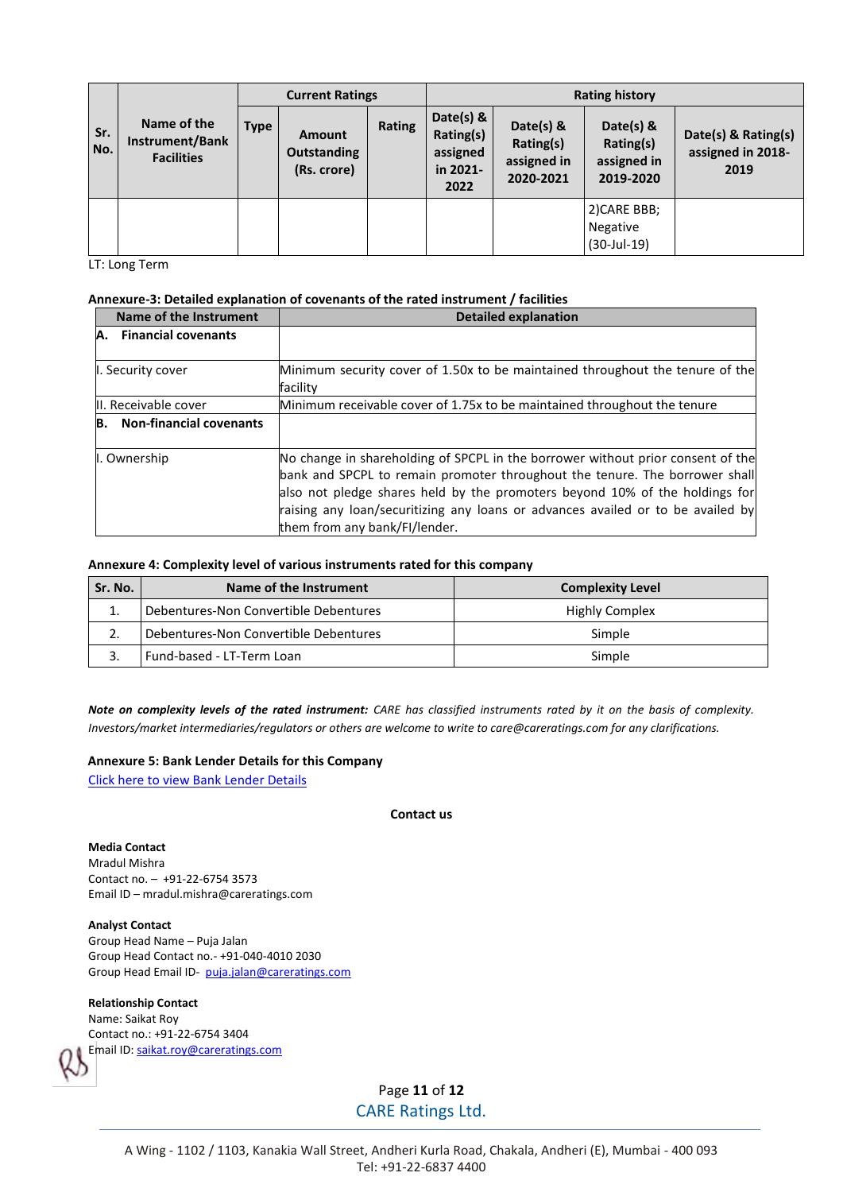| Sr. No. | Name of the Instrument/Bank Facilities | Current Ratings | | | Rating history | | | |
|---|---|---|---|---|---|---|---|---|
| | | Type | Amount Outstanding (Rs. crore) | Rating | Date(s) & Rating(s) assigned in 2021-2022 | Date(s) & Rating(s) assigned in 2020-2021 | Date(s) & Rating(s) assigned in 2019-2020 | Date(s) & Rating(s) assigned in 2018-2019 |
| | | | | | | | 2)CARE BBB; Negative (30-Jul-19) | |

LT: Long Term

**Annexure-3: Detailed explanation of covenants of the rated instrument / facilities**

| Name of the Instrument | Detailed explanation |
|---|---|
| **A. Financial covenants** | |
| I. Security cover | Minimum security cover of 1.50x to be maintained throughout the tenure of the facility |
| II. Receivable cover | Minimum receivable cover of 1.75x to be maintained throughout the tenure |
| **B. Non-financial covenants** | |
| I. Ownership | No change in shareholding of SPCPL in the borrower without prior consent of the bank and SPCPL to remain promoter throughout the tenure. The borrower shall also not pledge shares held by the promoters beyond 10% of the holdings for raising any loan/securitizing any loans or advances availed or to be availed by them from any bank/FI/lender. |

**Annexure 4: Complexity level of various instruments rated for this company**

| Sr. No. | Name of the Instrument | Complexity Level |
|---|---|---|
| 1. | Debentures-Non Convertible Debentures | Highly Complex |
| 2. | Debentures-Non Convertible Debentures | Simple |
| 3. | Fund-based - LT-Term Loan | Simple |

***Note on complexity levels of the rated instrument:*** *CARE has classified instruments rated by it on the basis of complexity. Investors/market intermediaries/regulators or others are welcome to write to care@careratings.com for any clarifications.*

**Annexure 5: Bank Lender Details for this Company**

Click here to view Bank Lender Details

**Contact us**

**Media Contact**
Mradul Mishra
Contact no. – +91-22-6754 3573
Email ID – mradul.mishra@careratings.com

**Analyst Contact**
Group Head Name – Puja Jalan
Group Head Contact no.- +91-040-4010 2030
Group Head Email ID- puja.jalan@careratings.com

**Relationship Contact**
Name: Saikat Roy
Contact no.: +91-22-6754 3404
Email ID: saikat.roy@careratings.com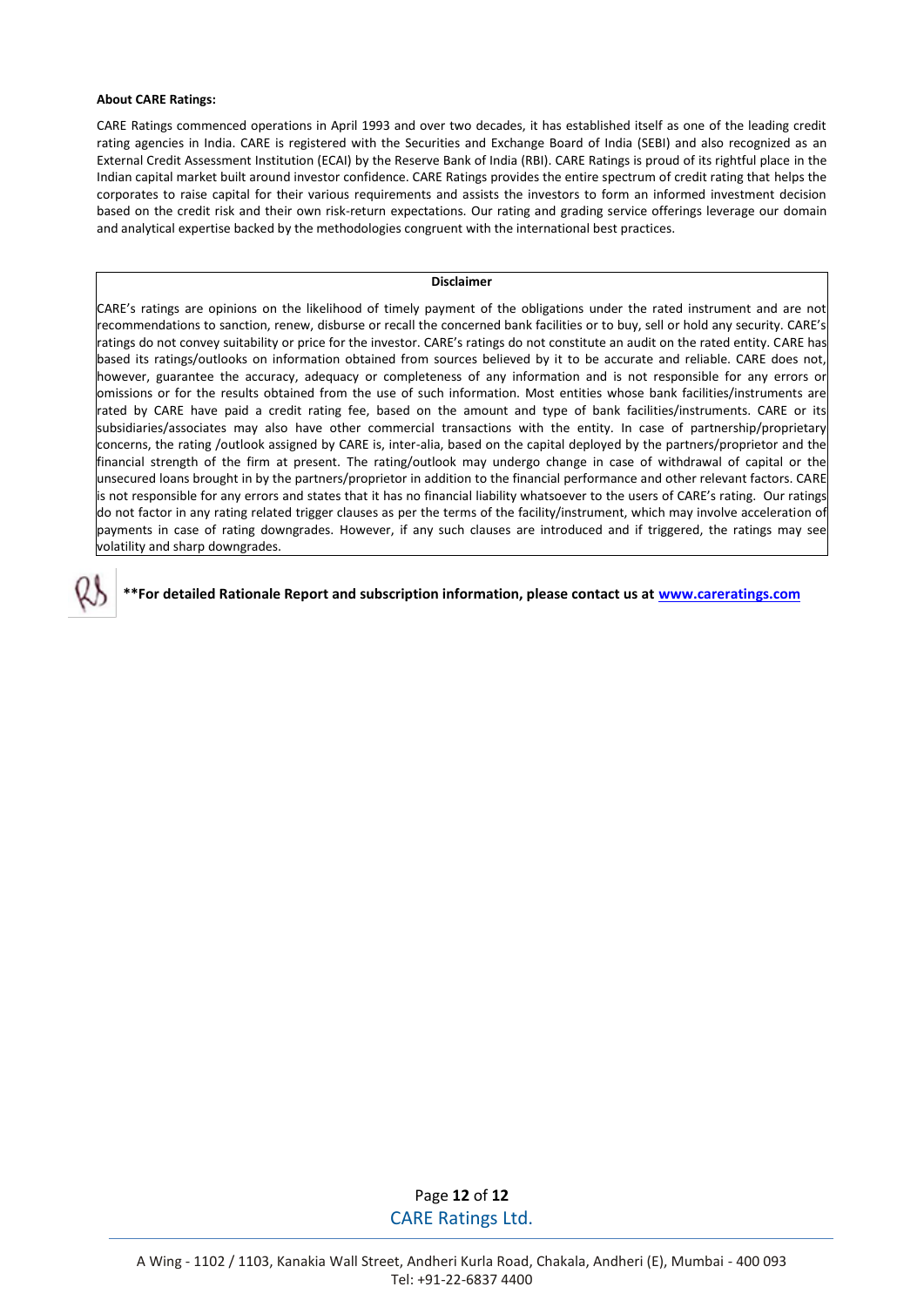**About CARE Ratings:**

CARE Ratings commenced operations in April 1993 and over two decades, it has established itself as one of the leading credit rating agencies in India. CARE is registered with the Securities and Exchange Board of India (SEBI) and also recognized as an External Credit Assessment Institution (ECAI) by the Reserve Bank of India (RBI). CARE Ratings is proud of its rightful place in the Indian capital market built around investor confidence. CARE Ratings provides the entire spectrum of credit rating that helps the corporates to raise capital for their various requirements and assists the investors to form an informed investment decision based on the credit risk and their own risk-return expectations. Our rating and grading service offerings leverage our domain and analytical expertise backed by the methodologies congruent with the international best practices.

**Disclaimer**

CARE's ratings are opinions on the likelihood of timely payment of the obligations under the rated instrument and are not recommendations to sanction, renew, disburse or recall the concerned bank facilities or to buy, sell or hold any security. CARE's ratings do not convey suitability or price for the investor. CARE's ratings do not constitute an audit on the rated entity. CARE has based its ratings/outlooks on information obtained from sources believed by it to be accurate and reliable. CARE does not, however, guarantee the accuracy, adequacy or completeness of any information and is not responsible for any errors or omissions or for the results obtained from the use of such information. Most entities whose bank facilities/instruments are rated by CARE have paid a credit rating fee, based on the amount and type of bank facilities/instruments. CARE or its subsidiaries/associates may also have other commercial transactions with the entity. In case of partnership/proprietary concerns, the rating /outlook assigned by CARE is, inter-alia, based on the capital deployed by the partners/proprietor and the financial strength of the firm at present. The rating/outlook may undergo change in case of withdrawal of capital or the unsecured loans brought in by the partners/proprietor in addition to the financial performance and other relevant factors. CARE is not responsible for any errors and states that it has no financial liability whatsoever to the users of CARE's rating. Our ratings do not factor in any rating related trigger clauses as per the terms of the facility/instrument, which may involve acceleration of payments in case of rating downgrades. However, if any such clauses are introduced and if triggered, the ratings may see volatility and sharp downgrades.

****For detailed Rationale Report and subscription information, please contact us at [www.careratings.com](www.careratings.com)**